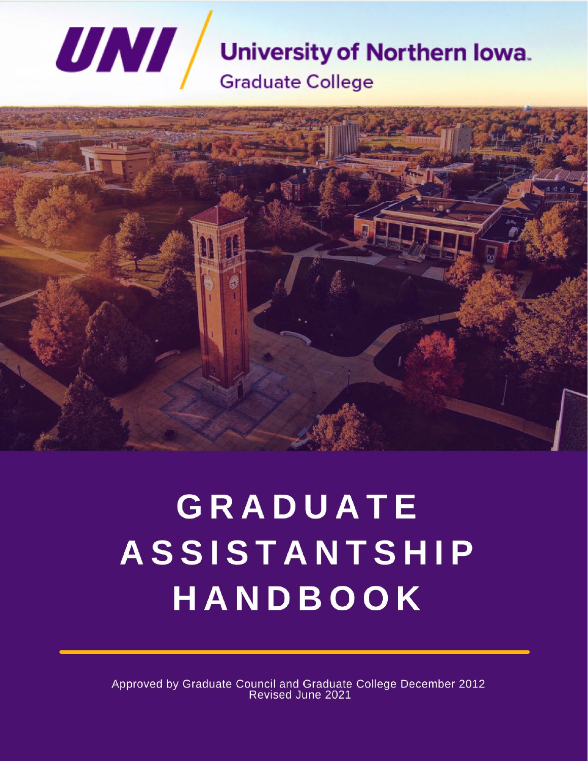UNI | University of Northern Iowa
Graduate College

# GRADUATE ASSISTANTSHIP HANDBOOK

Approved by Graduate Council and Graduate College December 2012
Revised June 2021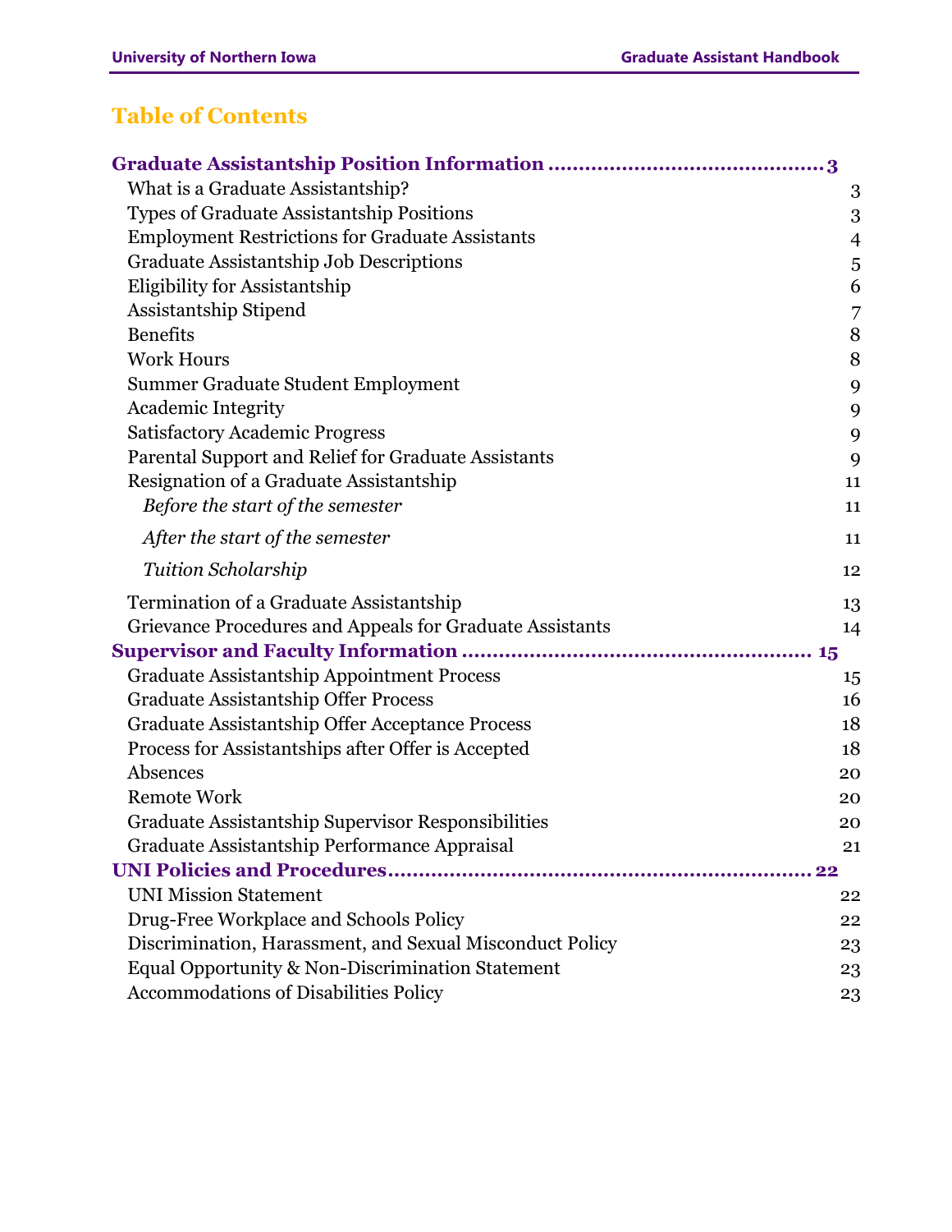# Table of Contents

**Graduate Assistantship Position Information .............................................. 3**

- What is a Graduate Assistantship? 3
- Types of Graduate Assistantship Positions 3
- Employment Restrictions for Graduate Assistants 4
- Graduate Assistantship Job Descriptions 5
- Eligibility for Assistantship 6
- Assistantship Stipend 7
- Benefits 8
- Work Hours 8
- Summer Graduate Student Employment 9
- Academic Integrity 9
- Satisfactory Academic Progress 9
- Parental Support and Relief for Graduate Assistants 9
- Resignation of a Graduate Assistantship 11
  - *Before the start of the semester* 11
  - *After the start of the semester* 11
  - *Tuition Scholarship* 12
- Termination of a Graduate Assistantship 13
- Grievance Procedures and Appeals for Graduate Assistants 14

**Supervisor and Faculty Information ........................................................ 15**

- Graduate Assistantship Appointment Process 15
- Graduate Assistantship Offer Process 16
- Graduate Assistantship Offer Acceptance Process 18
- Process for Assistantships after Offer is Accepted 18
- Absences 20
- Remote Work 20
- Graduate Assistantship Supervisor Responsibilities 20
- Graduate Assistantship Performance Appraisal 21

**UNI Policies and Procedures.................................................................... 22**

- UNI Mission Statement 22
- Drug-Free Workplace and Schools Policy 22
- Discrimination, Harassment, and Sexual Misconduct Policy 23
- Equal Opportunity & Non-Discrimination Statement 23
- Accommodations of Disabilities Policy 23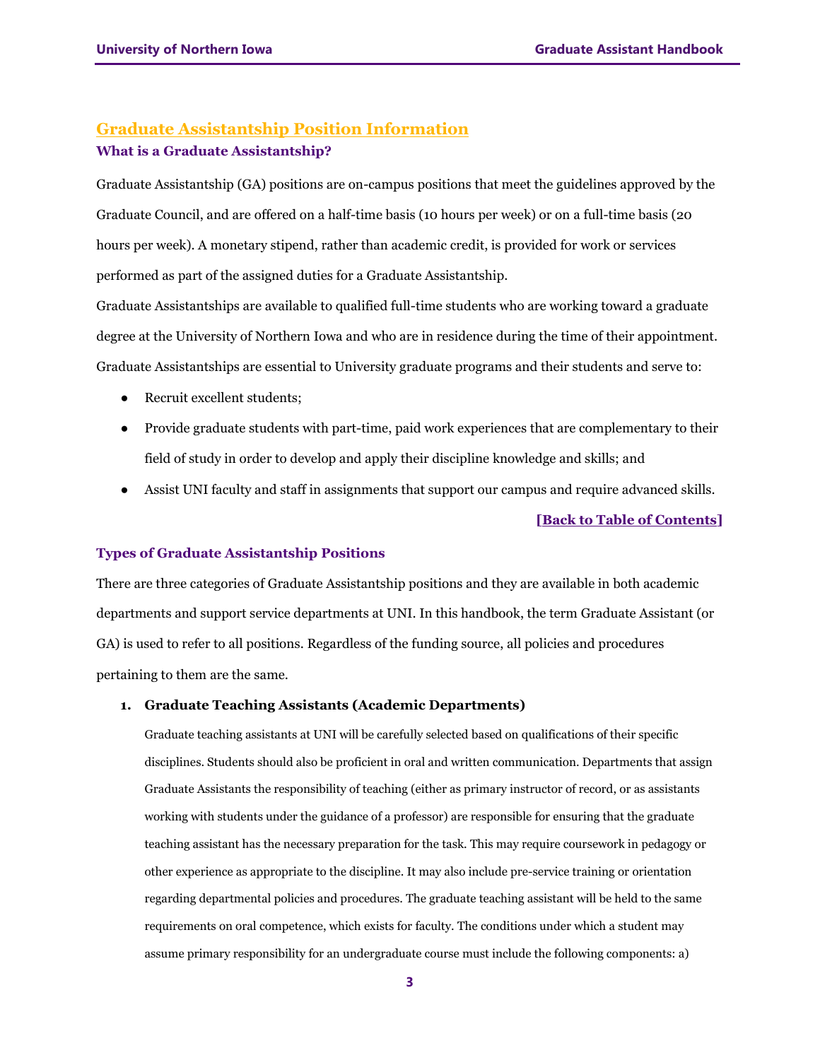## Graduate Assistantship Position Information

### What is a Graduate Assistantship?

Graduate Assistantship (GA) positions are on-campus positions that meet the guidelines approved by the Graduate Council, and are offered on a half-time basis (10 hours per week) or on a full-time basis (20 hours per week). A monetary stipend, rather than academic credit, is provided for work or services performed as part of the assigned duties for a Graduate Assistantship.

Graduate Assistantships are available to qualified full-time students who are working toward a graduate degree at the University of Northern Iowa and who are in residence during the time of their appointment. Graduate Assistantships are essential to University graduate programs and their students and serve to:

- Recruit excellent students;
- Provide graduate students with part-time, paid work experiences that are complementary to their field of study in order to develop and apply their discipline knowledge and skills; and
- Assist UNI faculty and staff in assignments that support our campus and require advanced skills.

**[Back to Table of Contents]**

### Types of Graduate Assistantship Positions

There are three categories of Graduate Assistantship positions and they are available in both academic departments and support service departments at UNI. In this handbook, the term Graduate Assistant (or GA) is used to refer to all positions. Regardless of the funding source, all policies and procedures pertaining to them are the same.

1. **Graduate Teaching Assistants (Academic Departments)**

   Graduate teaching assistants at UNI will be carefully selected based on qualifications of their specific disciplines. Students should also be proficient in oral and written communication. Departments that assign Graduate Assistants the responsibility of teaching (either as primary instructor of record, or as assistants working with students under the guidance of a professor) are responsible for ensuring that the graduate teaching assistant has the necessary preparation for the task. This may require coursework in pedagogy or other experience as appropriate to the discipline. It may also include pre-service training or orientation regarding departmental policies and procedures. The graduate teaching assistant will be held to the same requirements on oral competence, which exists for faculty. The conditions under which a student may assume primary responsibility for an undergraduate course must include the following components: a)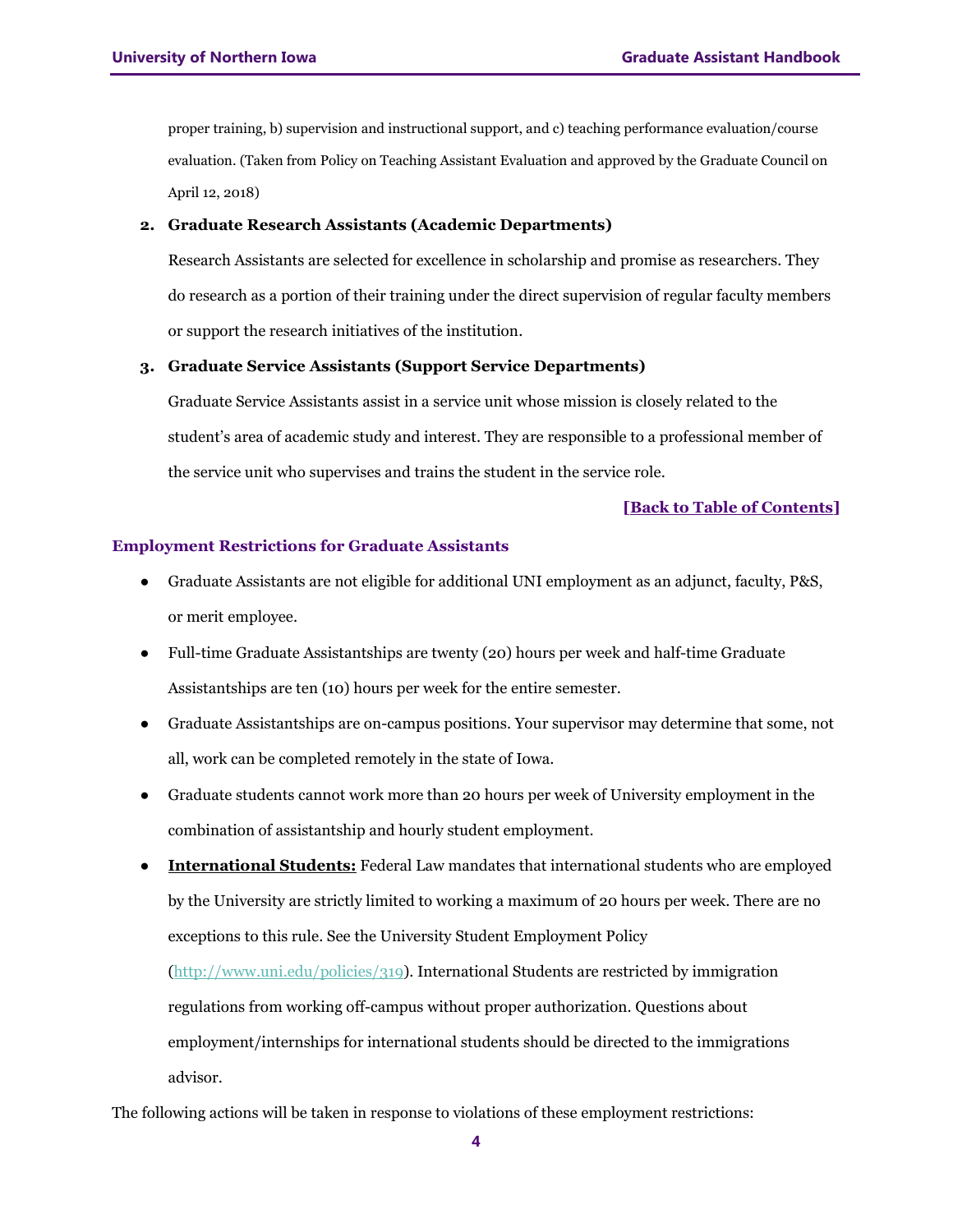proper training, b) supervision and instructional support, and c) teaching performance evaluation/course evaluation. (Taken from Policy on Teaching Assistant Evaluation and approved by the Graduate Council on April 12, 2018)

2. **Graduate Research Assistants (Academic Departments)**

   Research Assistants are selected for excellence in scholarship and promise as researchers. They do research as a portion of their training under the direct supervision of regular faculty members or support the research initiatives of the institution.

3. **Graduate Service Assistants (Support Service Departments)**

   Graduate Service Assistants assist in a service unit whose mission is closely related to the student's area of academic study and interest. They are responsible to a professional member of the service unit who supervises and trains the student in the service role.

**[Back to Table of Contents]**

### Employment Restrictions for Graduate Assistants

- Graduate Assistants are not eligible for additional UNI employment as an adjunct, faculty, P&S, or merit employee.
- Full-time Graduate Assistantships are twenty (20) hours per week and half-time Graduate Assistantships are ten (10) hours per week for the entire semester.
- Graduate Assistantships are on-campus positions. Your supervisor may determine that some, not all, work can be completed remotely in the state of Iowa.
- Graduate students cannot work more than 20 hours per week of University employment in the combination of assistantship and hourly student employment.
- **International Students:** Federal Law mandates that international students who are employed by the University are strictly limited to working a maximum of 20 hours per week. There are no exceptions to this rule. See the University Student Employment Policy (http://www.uni.edu/policies/319). International Students are restricted by immigration regulations from working off-campus without proper authorization. Questions about employment/internships for international students should be directed to the immigrations advisor.

The following actions will be taken in response to violations of these employment restrictions: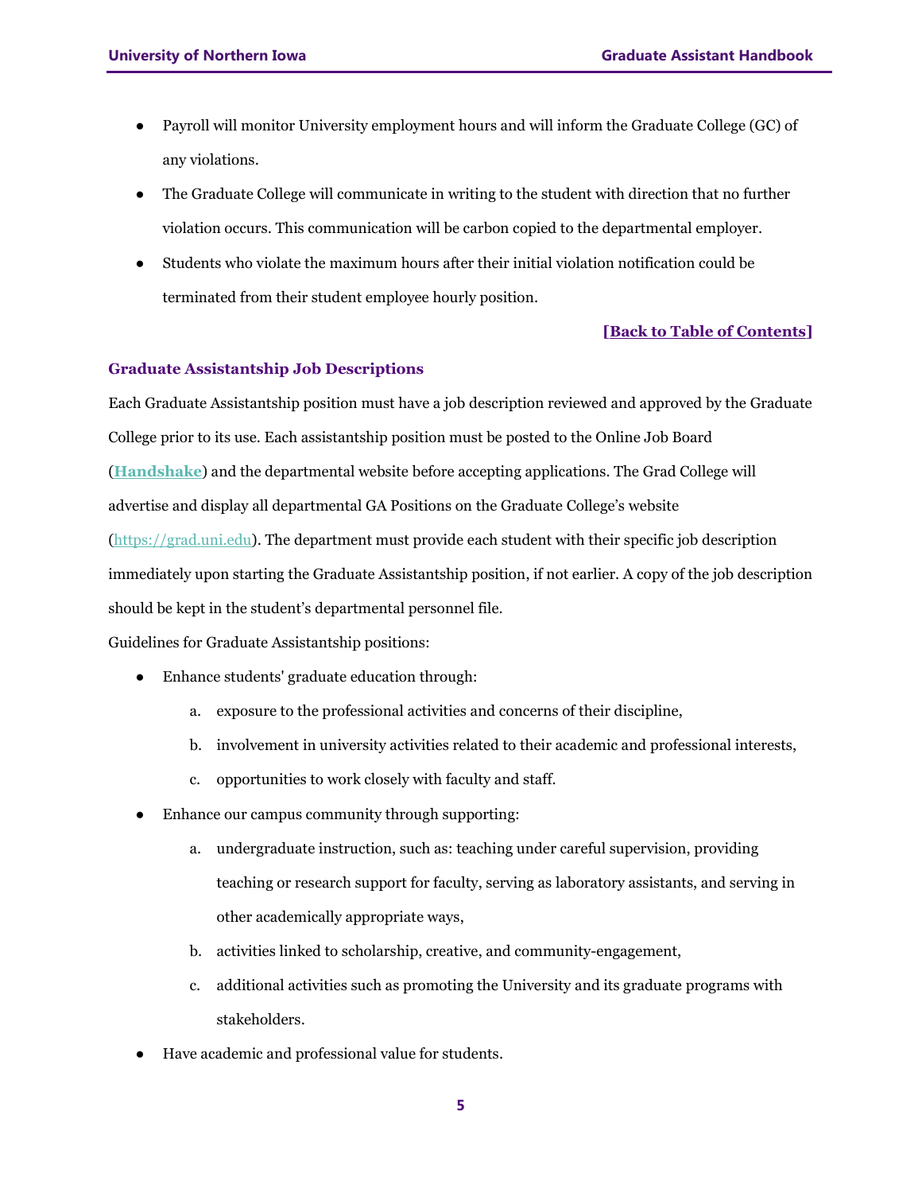- Payroll will monitor University employment hours and will inform the Graduate College (GC) of any violations.
- The Graduate College will communicate in writing to the student with direction that no further violation occurs. This communication will be carbon copied to the departmental employer.
- Students who violate the maximum hours after their initial violation notification could be terminated from their student employee hourly position.

**[Back to Table of Contents]**

## Graduate Assistantship Job Descriptions

Each Graduate Assistantship position must have a job description reviewed and approved by the Graduate College prior to its use. Each assistantship position must be posted to the Online Job Board (**Handshake**) and the departmental website before accepting applications. The Grad College will advertise and display all departmental GA Positions on the Graduate College's website (https://grad.uni.edu). The department must provide each student with their specific job description immediately upon starting the Graduate Assistantship position, if not earlier. A copy of the job description should be kept in the student's departmental personnel file.

Guidelines for Graduate Assistantship positions:

- Enhance students' graduate education through:
    a. exposure to the professional activities and concerns of their discipline,
    b. involvement in university activities related to their academic and professional interests,
    c. opportunities to work closely with faculty and staff.
- Enhance our campus community through supporting:
    a. undergraduate instruction, such as: teaching under careful supervision, providing teaching or research support for faculty, serving as laboratory assistants, and serving in other academically appropriate ways,
    b. activities linked to scholarship, creative, and community-engagement,
    c. additional activities such as promoting the University and its graduate programs with stakeholders.
- Have academic and professional value for students.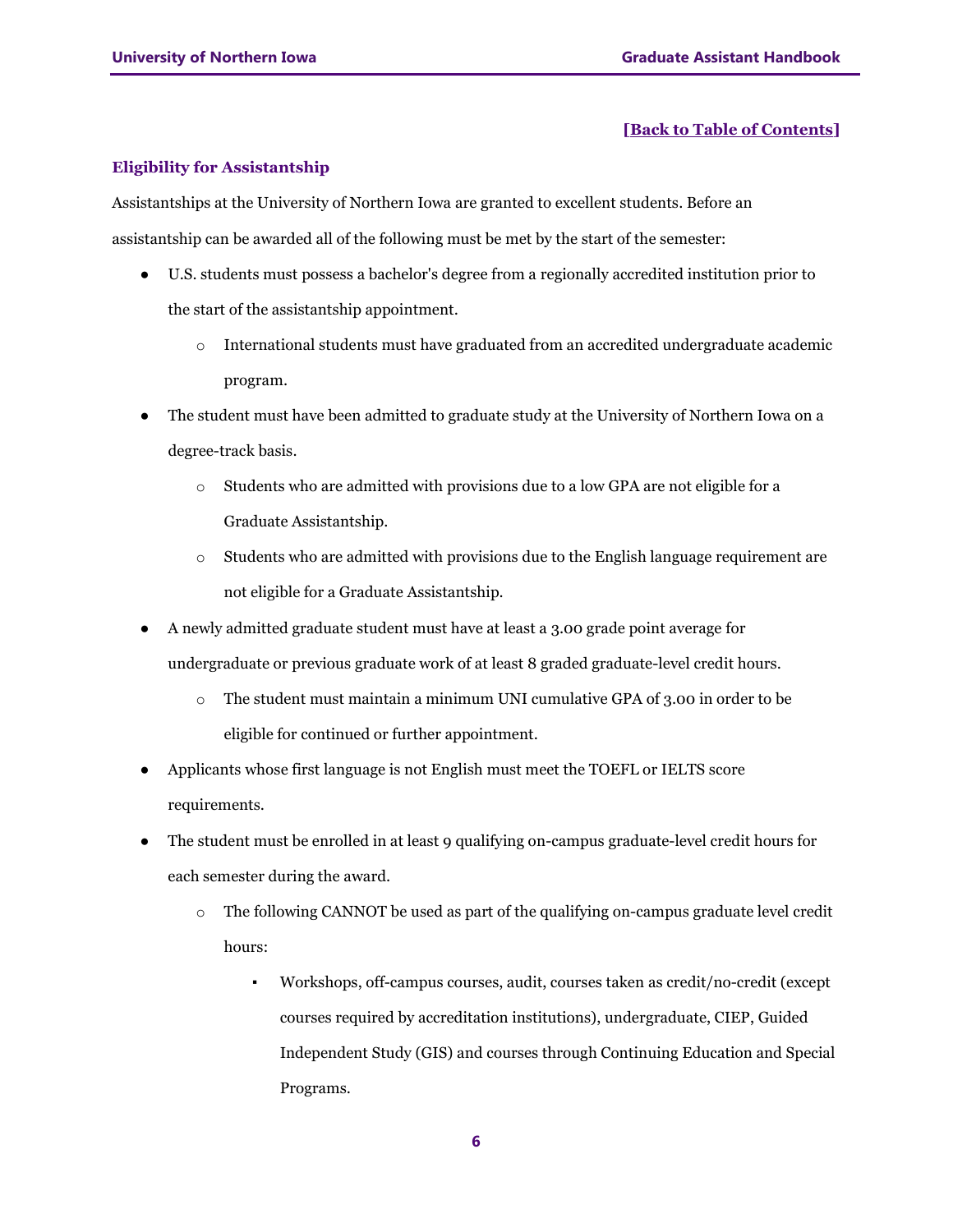[Back to Table of Contents]

## Eligibility for Assistantship

Assistantships at the University of Northern Iowa are granted to excellent students. Before an assistantship can be awarded all of the following must be met by the start of the semester:

- U.S. students must possess a bachelor's degree from a regionally accredited institution prior to the start of the assistantship appointment.
    - International students must have graduated from an accredited undergraduate academic program.
- The student must have been admitted to graduate study at the University of Northern Iowa on a degree-track basis.
    - Students who are admitted with provisions due to a low GPA are not eligible for a Graduate Assistantship.
    - Students who are admitted with provisions due to the English language requirement are not eligible for a Graduate Assistantship.
- A newly admitted graduate student must have at least a 3.00 grade point average for undergraduate or previous graduate work of at least 8 graded graduate-level credit hours.
    - The student must maintain a minimum UNI cumulative GPA of 3.00 in order to be eligible for continued or further appointment.
- Applicants whose first language is not English must meet the TOEFL or IELTS score requirements.
- The student must be enrolled in at least 9 qualifying on-campus graduate-level credit hours for each semester during the award.
    - The following CANNOT be used as part of the qualifying on-campus graduate level credit hours:
        - Workshops, off-campus courses, audit, courses taken as credit/no-credit (except courses required by accreditation institutions), undergraduate, CIEP, Guided Independent Study (GIS) and courses through Continuing Education and Special Programs.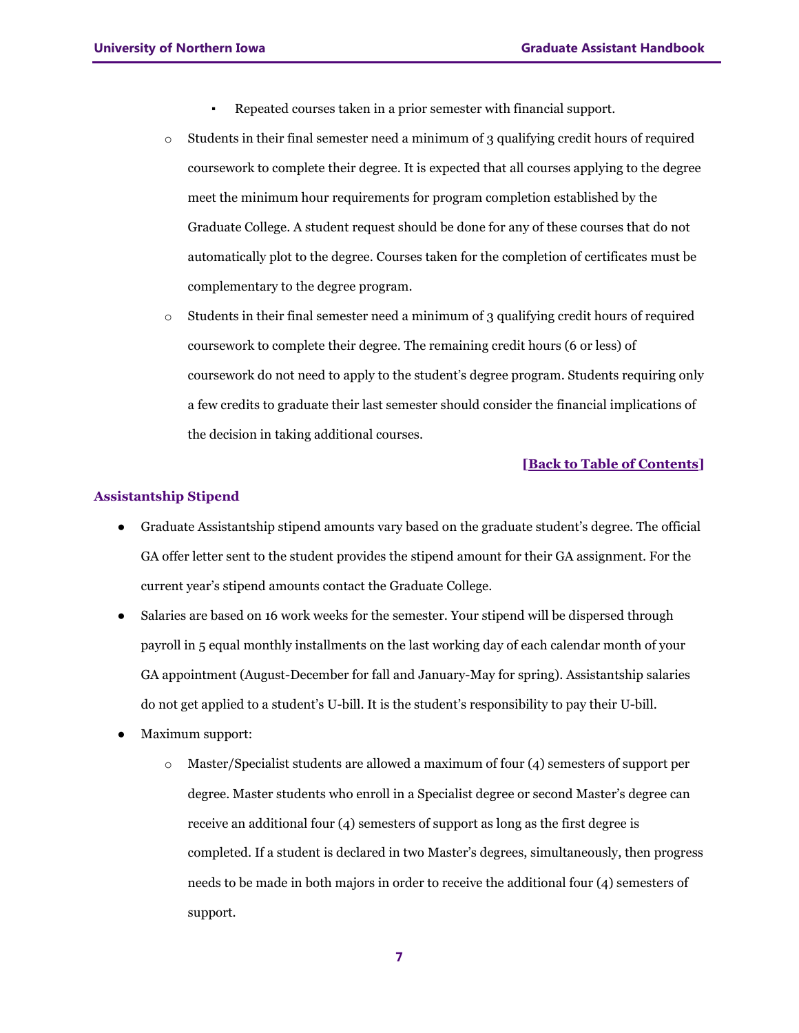- Repeated courses taken in a prior semester with financial support.
    - Students in their final semester need a minimum of 3 qualifying credit hours of required coursework to complete their degree. It is expected that all courses applying to the degree meet the minimum hour requirements for program completion established by the Graduate College. A student request should be done for any of these courses that do not automatically plot to the degree. Courses taken for the completion of certificates must be complementary to the degree program.
    - Students in their final semester need a minimum of 3 qualifying credit hours of required coursework to complete their degree. The remaining credit hours (6 or less) of coursework do not need to apply to the student's degree program. Students requiring only a few credits to graduate their last semester should consider the financial implications of the decision in taking additional courses.

**[Back to Table of Contents]**

### Assistantship Stipend

- Graduate Assistantship stipend amounts vary based on the graduate student's degree. The official GA offer letter sent to the student provides the stipend amount for their GA assignment. For the current year's stipend amounts contact the Graduate College.
- Salaries are based on 16 work weeks for the semester. Your stipend will be dispersed through payroll in 5 equal monthly installments on the last working day of each calendar month of your GA appointment (August-December for fall and January-May for spring). Assistantship salaries do not get applied to a student's U-bill. It is the student's responsibility to pay their U-bill.
- Maximum support:
    - Master/Specialist students are allowed a maximum of four (4) semesters of support per degree. Master students who enroll in a Specialist degree or second Master's degree can receive an additional four (4) semesters of support as long as the first degree is completed. If a student is declared in two Master's degrees, simultaneously, then progress needs to be made in both majors in order to receive the additional four (4) semesters of support.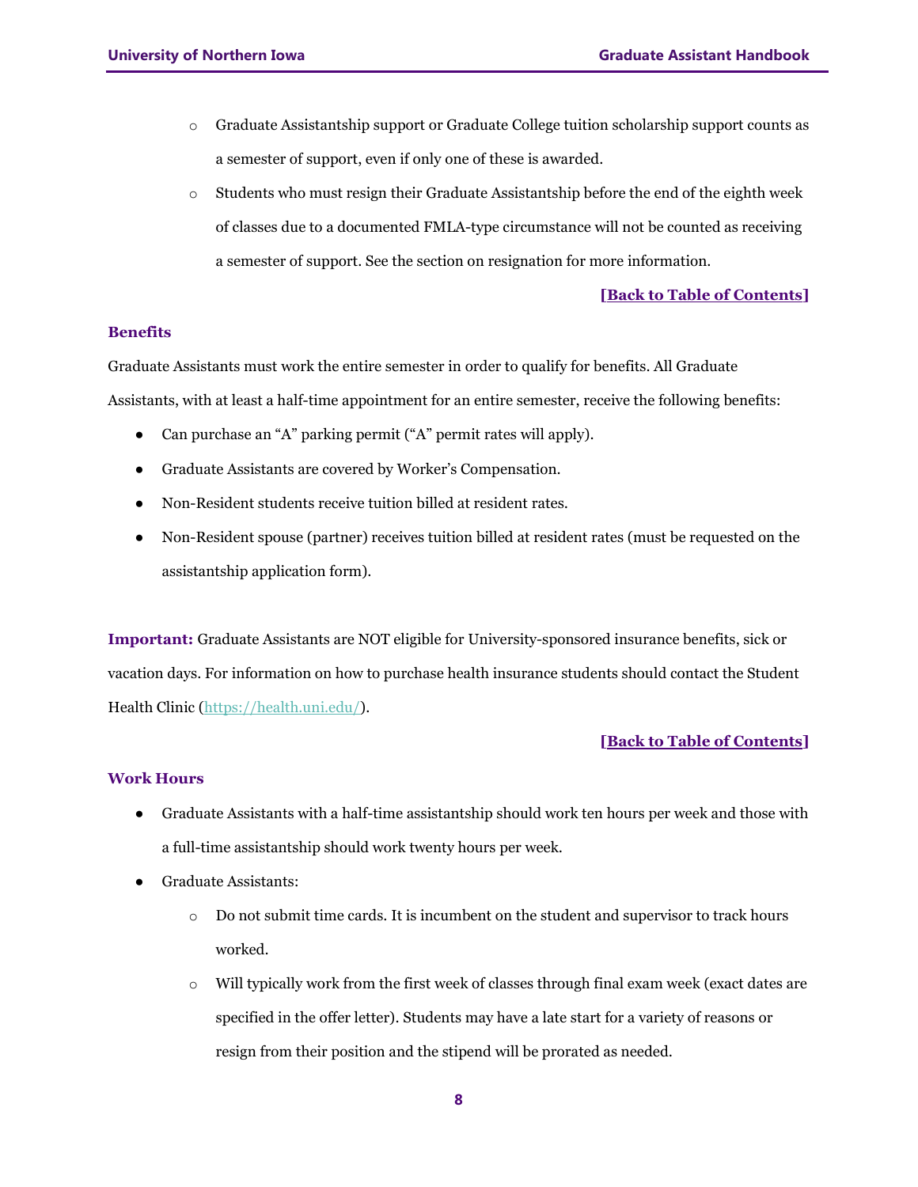- Graduate Assistantship support or Graduate College tuition scholarship support counts as a semester of support, even if only one of these is awarded.
  - Students who must resign their Graduate Assistantship before the end of the eighth week of classes due to a documented FMLA-type circumstance will not be counted as receiving a semester of support. See the section on resignation for more information.

**[Back to Table of Contents]**

### Benefits

Graduate Assistants must work the entire semester in order to qualify for benefits. All Graduate Assistants, with at least a half-time appointment for an entire semester, receive the following benefits:

- Can purchase an "A" parking permit ("A" permit rates will apply).
- Graduate Assistants are covered by Worker's Compensation.
- Non-Resident students receive tuition billed at resident rates.
- Non-Resident spouse (partner) receives tuition billed at resident rates (must be requested on the assistantship application form).

**Important:** Graduate Assistants are NOT eligible for University-sponsored insurance benefits, sick or vacation days. For information on how to purchase health insurance students should contact the Student Health Clinic (https://health.uni.edu/).

**[Back to Table of Contents]**

### Work Hours

- Graduate Assistants with a half-time assistantship should work ten hours per week and those with a full-time assistantship should work twenty hours per week.
- Graduate Assistants:
  - Do not submit time cards. It is incumbent on the student and supervisor to track hours worked.
  - Will typically work from the first week of classes through final exam week (exact dates are specified in the offer letter). Students may have a late start for a variety of reasons or resign from their position and the stipend will be prorated as needed.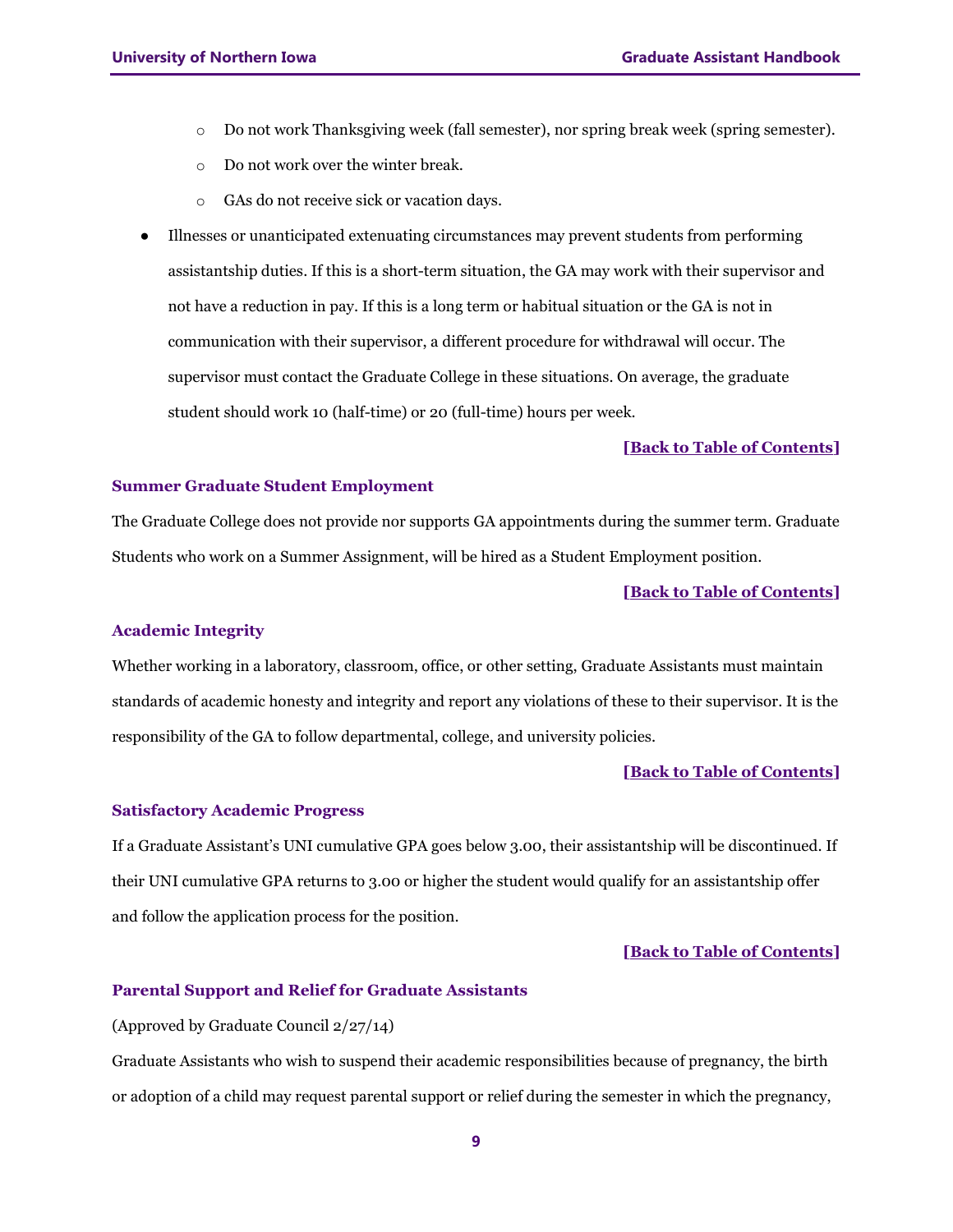- Do not work Thanksgiving week (fall semester), nor spring break week (spring semester).
  - Do not work over the winter break.
  - GAs do not receive sick or vacation days.
- Illnesses or unanticipated extenuating circumstances may prevent students from performing assistantship duties. If this is a short-term situation, the GA may work with their supervisor and not have a reduction in pay. If this is a long term or habitual situation or the GA is not in communication with their supervisor, a different procedure for withdrawal will occur. The supervisor must contact the Graduate College in these situations. On average, the graduate student should work 10 (half-time) or 20 (full-time) hours per week.

**[Back to Table of Contents]**

### Summer Graduate Student Employment

The Graduate College does not provide nor supports GA appointments during the summer term. Graduate Students who work on a Summer Assignment, will be hired as a Student Employment position.

**[Back to Table of Contents]**

### Academic Integrity

Whether working in a laboratory, classroom, office, or other setting, Graduate Assistants must maintain standards of academic honesty and integrity and report any violations of these to their supervisor. It is the responsibility of the GA to follow departmental, college, and university policies.

**[Back to Table of Contents]**

### Satisfactory Academic Progress

If a Graduate Assistant's UNI cumulative GPA goes below 3.00, their assistantship will be discontinued. If their UNI cumulative GPA returns to 3.00 or higher the student would qualify for an assistantship offer and follow the application process for the position.

**[Back to Table of Contents]**

### Parental Support and Relief for Graduate Assistants

(Approved by Graduate Council 2/27/14)

Graduate Assistants who wish to suspend their academic responsibilities because of pregnancy, the birth or adoption of a child may request parental support or relief during the semester in which the pregnancy,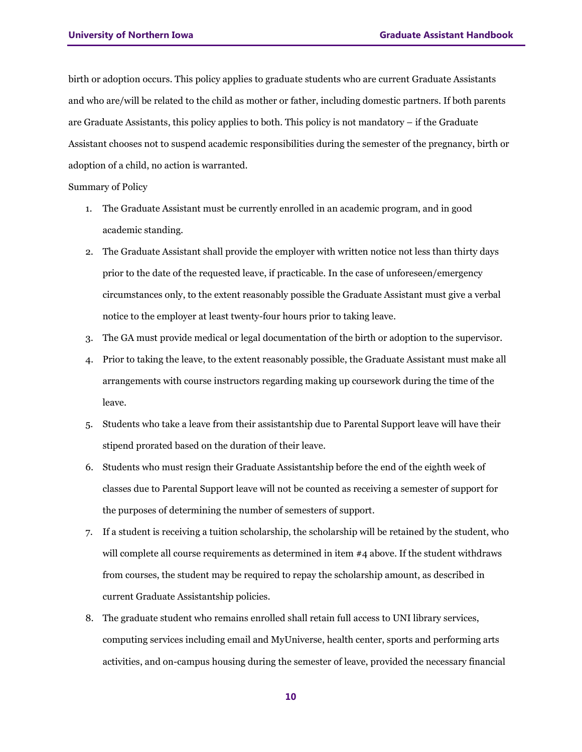birth or adoption occurs. This policy applies to graduate students who are current Graduate Assistants and who are/will be related to the child as mother or father, including domestic partners. If both parents are Graduate Assistants, this policy applies to both. This policy is not mandatory – if the Graduate Assistant chooses not to suspend academic responsibilities during the semester of the pregnancy, birth or adoption of a child, no action is warranted.

Summary of Policy

1. The Graduate Assistant must be currently enrolled in an academic program, and in good academic standing.
2. The Graduate Assistant shall provide the employer with written notice not less than thirty days prior to the date of the requested leave, if practicable. In the case of unforeseen/emergency circumstances only, to the extent reasonably possible the Graduate Assistant must give a verbal notice to the employer at least twenty-four hours prior to taking leave.
3. The GA must provide medical or legal documentation of the birth or adoption to the supervisor.
4. Prior to taking the leave, to the extent reasonably possible, the Graduate Assistant must make all arrangements with course instructors regarding making up coursework during the time of the leave.
5. Students who take a leave from their assistantship due to Parental Support leave will have their stipend prorated based on the duration of their leave.
6. Students who must resign their Graduate Assistantship before the end of the eighth week of classes due to Parental Support leave will not be counted as receiving a semester of support for the purposes of determining the number of semesters of support.
7. If a student is receiving a tuition scholarship, the scholarship will be retained by the student, who will complete all course requirements as determined in item #4 above. If the student withdraws from courses, the student may be required to repay the scholarship amount, as described in current Graduate Assistantship policies.
8. The graduate student who remains enrolled shall retain full access to UNI library services, computing services including email and MyUniverse, health center, sports and performing arts activities, and on-campus housing during the semester of leave, provided the necessary financial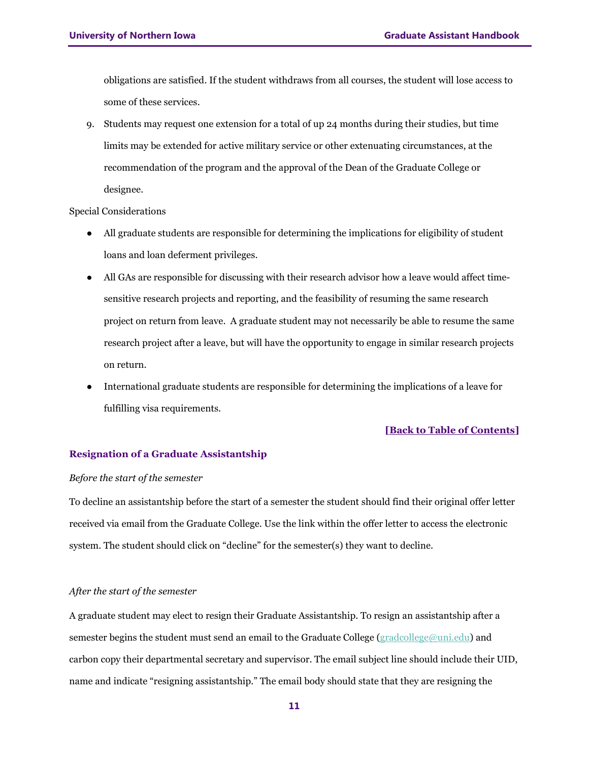obligations are satisfied. If the student withdraws from all courses, the student will lose access to some of these services.

9. Students may request one extension for a total of up 24 months during their studies, but time limits may be extended for active military service or other extenuating circumstances, at the recommendation of the program and the approval of the Dean of the Graduate College or designee.

Special Considerations

- All graduate students are responsible for determining the implications for eligibility of student loans and loan deferment privileges.
- All GAs are responsible for discussing with their research advisor how a leave would affect time-sensitive research projects and reporting, and the feasibility of resuming the same research project on return from leave. A graduate student may not necessarily be able to resume the same research project after a leave, but will have the opportunity to engage in similar research projects on return.
- International graduate students are responsible for determining the implications of a leave for fulfilling visa requirements.

**[Back to Table of Contents]**

### Resignation of a Graduate Assistantship

*Before the start of the semester*

To decline an assistantship before the start of a semester the student should find their original offer letter received via email from the Graduate College. Use the link within the offer letter to access the electronic system. The student should click on "decline" for the semester(s) they want to decline.

*After the start of the semester*

A graduate student may elect to resign their Graduate Assistantship. To resign an assistantship after a semester begins the student must send an email to the Graduate College (gradcollege@uni.edu) and carbon copy their departmental secretary and supervisor. The email subject line should include their UID, name and indicate "resigning assistantship." The email body should state that they are resigning the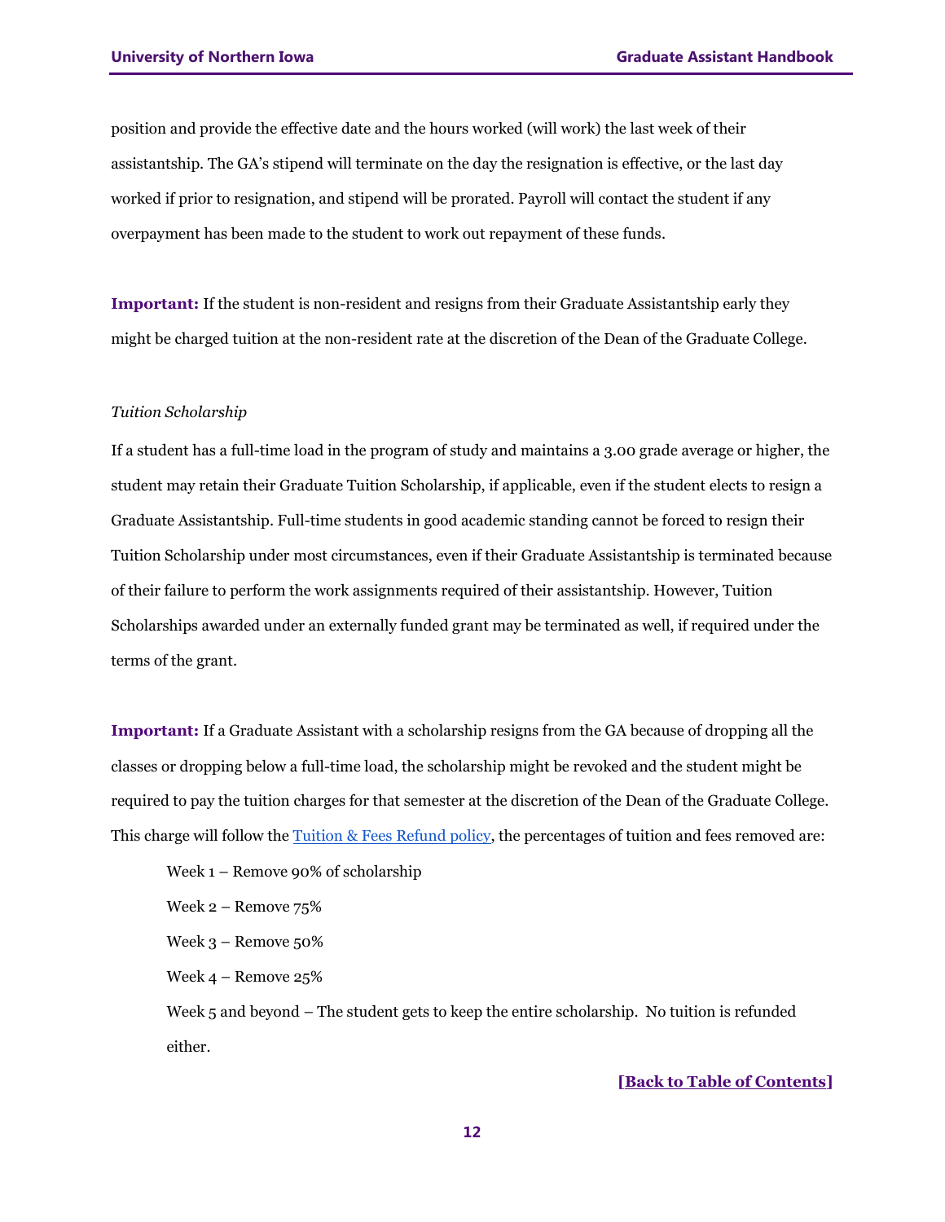position and provide the effective date and the hours worked (will work) the last week of their assistantship. The GA's stipend will terminate on the day the resignation is effective, or the last day worked if prior to resignation, and stipend will be prorated. Payroll will contact the student if any overpayment has been made to the student to work out repayment of these funds.

**Important:** If the student is non-resident and resigns from their Graduate Assistantship early they might be charged tuition at the non-resident rate at the discretion of the Dean of the Graduate College.

*Tuition Scholarship*

If a student has a full-time load in the program of study and maintains a 3.00 grade average or higher, the student may retain their Graduate Tuition Scholarship, if applicable, even if the student elects to resign a Graduate Assistantship. Full-time students in good academic standing cannot be forced to resign their Tuition Scholarship under most circumstances, even if their Graduate Assistantship is terminated because of their failure to perform the work assignments required of their assistantship. However, Tuition Scholarships awarded under an externally funded grant may be terminated as well, if required under the terms of the grant.

**Important:** If a Graduate Assistant with a scholarship resigns from the GA because of dropping all the classes or dropping below a full-time load, the scholarship might be revoked and the student might be required to pay the tuition charges for that semester at the discretion of the Dean of the Graduate College. This charge will follow the [Tuition & Fees Refund policy](), the percentages of tuition and fees removed are:

Week 1 – Remove 90% of scholarship

Week 2 – Remove 75%

Week 3 – Remove 50%

Week 4 – Remove 25%

Week 5 and beyond – The student gets to keep the entire scholarship. No tuition is refunded either.

**[Back to Table of Contents]**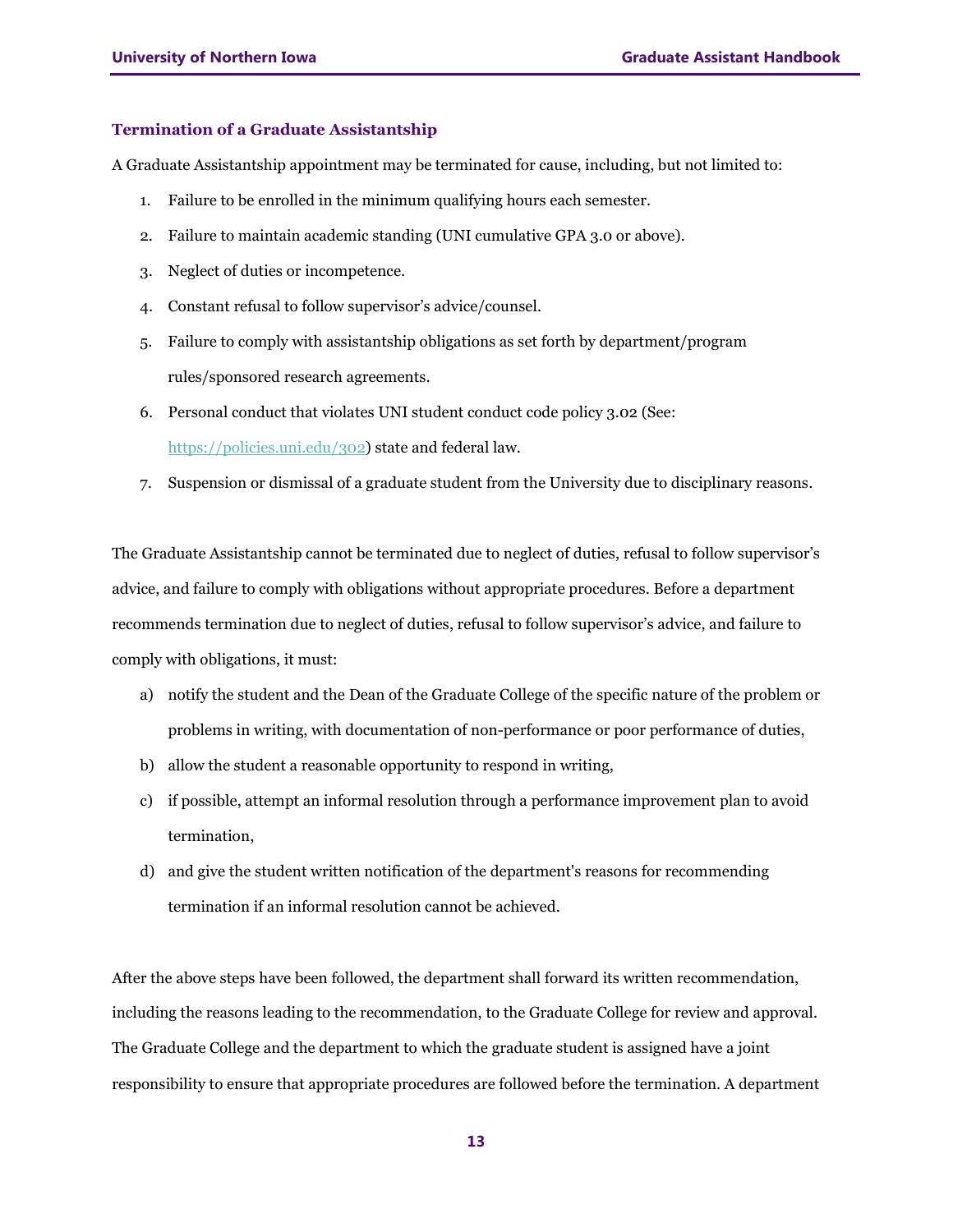### Termination of a Graduate Assistantship

A Graduate Assistantship appointment may be terminated for cause, including, but not limited to:

1. Failure to be enrolled in the minimum qualifying hours each semester.
2. Failure to maintain academic standing (UNI cumulative GPA 3.0 or above).
3. Neglect of duties or incompetence.
4. Constant refusal to follow supervisor's advice/counsel.
5. Failure to comply with assistantship obligations as set forth by department/program rules/sponsored research agreements.
6. Personal conduct that violates UNI student conduct code policy 3.02 (See: [https://policies.uni.edu/302](https://policies.uni.edu/302)) state and federal law.
7. Suspension or dismissal of a graduate student from the University due to disciplinary reasons.

The Graduate Assistantship cannot be terminated due to neglect of duties, refusal to follow supervisor's advice, and failure to comply with obligations without appropriate procedures. Before a department recommends termination due to neglect of duties, refusal to follow supervisor's advice, and failure to comply with obligations, it must:

a) notify the student and the Dean of the Graduate College of the specific nature of the problem or problems in writing, with documentation of non-performance or poor performance of duties,

b) allow the student a reasonable opportunity to respond in writing,

c) if possible, attempt an informal resolution through a performance improvement plan to avoid termination,

d) and give the student written notification of the department's reasons for recommending termination if an informal resolution cannot be achieved.

After the above steps have been followed, the department shall forward its written recommendation, including the reasons leading to the recommendation, to the Graduate College for review and approval. The Graduate College and the department to which the graduate student is assigned have a joint responsibility to ensure that appropriate procedures are followed before the termination. A department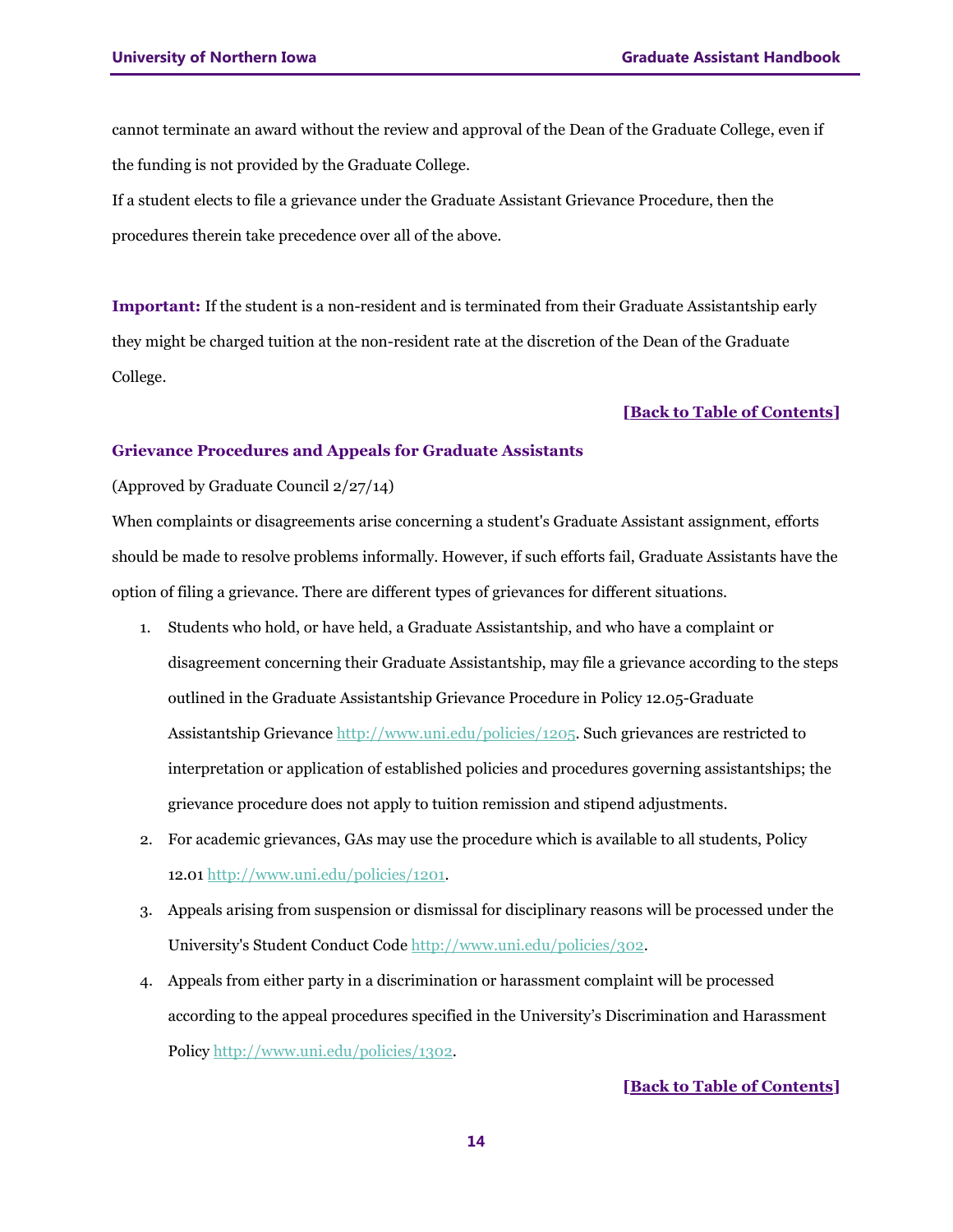cannot terminate an award without the review and approval of the Dean of the Graduate College, even if the funding is not provided by the Graduate College.

If a student elects to file a grievance under the Graduate Assistant Grievance Procedure, then the procedures therein take precedence over all of the above.

**Important:** If the student is a non-resident and is terminated from their Graduate Assistantship early they might be charged tuition at the non-resident rate at the discretion of the Dean of the Graduate College.

**[Back to Table of Contents]**

### Grievance Procedures and Appeals for Graduate Assistants

(Approved by Graduate Council 2/27/14)

When complaints or disagreements arise concerning a student's Graduate Assistant assignment, efforts should be made to resolve problems informally. However, if such efforts fail, Graduate Assistants have the option of filing a grievance. There are different types of grievances for different situations.

1. Students who hold, or have held, a Graduate Assistantship, and who have a complaint or disagreement concerning their Graduate Assistantship, may file a grievance according to the steps outlined in the Graduate Assistantship Grievance Procedure in Policy 12.05-Graduate Assistantship Grievance http://www.uni.edu/policies/1205. Such grievances are restricted to interpretation or application of established policies and procedures governing assistantships; the grievance procedure does not apply to tuition remission and stipend adjustments.
2. For academic grievances, GAs may use the procedure which is available to all students, Policy 12.01 http://www.uni.edu/policies/1201.
3. Appeals arising from suspension or dismissal for disciplinary reasons will be processed under the University's Student Conduct Code http://www.uni.edu/policies/302.
4. Appeals from either party in a discrimination or harassment complaint will be processed according to the appeal procedures specified in the University's Discrimination and Harassment Policy http://www.uni.edu/policies/1302.

**[Back to Table of Contents]**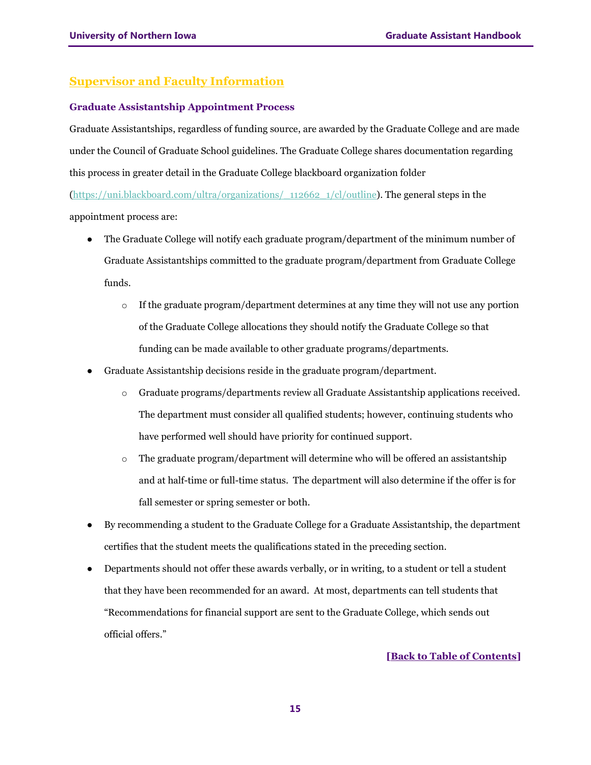## Supervisor and Faculty Information

### Graduate Assistantship Appointment Process

Graduate Assistantships, regardless of funding source, are awarded by the Graduate College and are made under the Council of Graduate School guidelines. The Graduate College shares documentation regarding this process in greater detail in the Graduate College blackboard organization folder (https://uni.blackboard.com/ultra/organizations/_112662_1/cl/outline). The general steps in the appointment process are:

- The Graduate College will notify each graduate program/department of the minimum number of Graduate Assistantships committed to the graduate program/department from Graduate College funds.
  - If the graduate program/department determines at any time they will not use any portion of the Graduate College allocations they should notify the Graduate College so that funding can be made available to other graduate programs/departments.
- Graduate Assistantship decisions reside in the graduate program/department.
  - Graduate programs/departments review all Graduate Assistantship applications received. The department must consider all qualified students; however, continuing students who have performed well should have priority for continued support.
  - The graduate program/department will determine who will be offered an assistantship and at half-time or full-time status. The department will also determine if the offer is for fall semester or spring semester or both.
- By recommending a student to the Graduate College for a Graduate Assistantship, the department certifies that the student meets the qualifications stated in the preceding section.
- Departments should not offer these awards verbally, or in writing, to a student or tell a student that they have been recommended for an award. At most, departments can tell students that "Recommendations for financial support are sent to the Graduate College, which sends out official offers."

**[Back to Table of Contents]**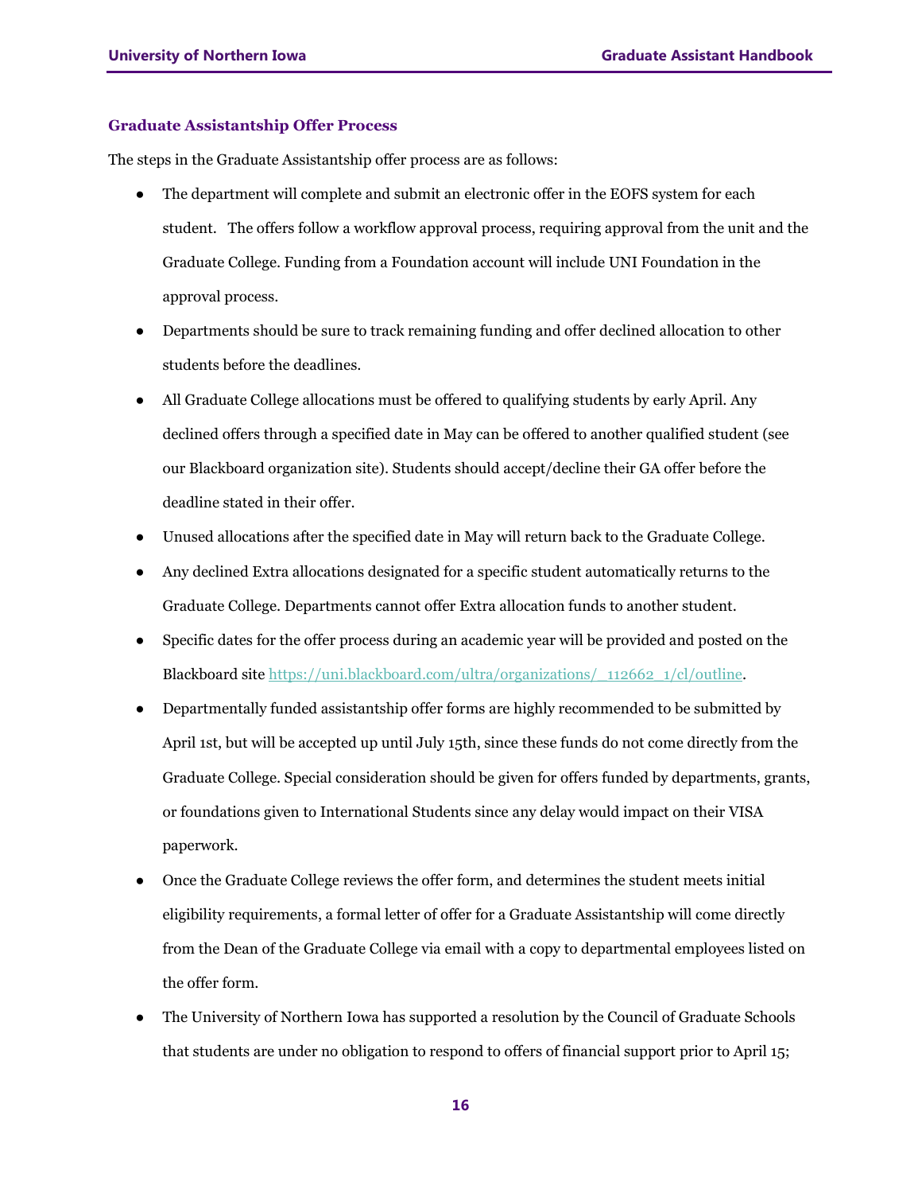### Graduate Assistantship Offer Process

The steps in the Graduate Assistantship offer process are as follows:

- The department will complete and submit an electronic offer in the EOFS system for each student. The offers follow a workflow approval process, requiring approval from the unit and the Graduate College. Funding from a Foundation account will include UNI Foundation in the approval process.
- Departments should be sure to track remaining funding and offer declined allocation to other students before the deadlines.
- All Graduate College allocations must be offered to qualifying students by early April. Any declined offers through a specified date in May can be offered to another qualified student (see our Blackboard organization site). Students should accept/decline their GA offer before the deadline stated in their offer.
- Unused allocations after the specified date in May will return back to the Graduate College.
- Any declined Extra allocations designated for a specific student automatically returns to the Graduate College. Departments cannot offer Extra allocation funds to another student.
- Specific dates for the offer process during an academic year will be provided and posted on the Blackboard site https://uni.blackboard.com/ultra/organizations/_112662_1/cl/outline.
- Departmentally funded assistantship offer forms are highly recommended to be submitted by April 1st, but will be accepted up until July 15th, since these funds do not come directly from the Graduate College. Special consideration should be given for offers funded by departments, grants, or foundations given to International Students since any delay would impact on their VISA paperwork.
- Once the Graduate College reviews the offer form, and determines the student meets initial eligibility requirements, a formal letter of offer for a Graduate Assistantship will come directly from the Dean of the Graduate College via email with a copy to departmental employees listed on the offer form.
- The University of Northern Iowa has supported a resolution by the Council of Graduate Schools that students are under no obligation to respond to offers of financial support prior to April 15;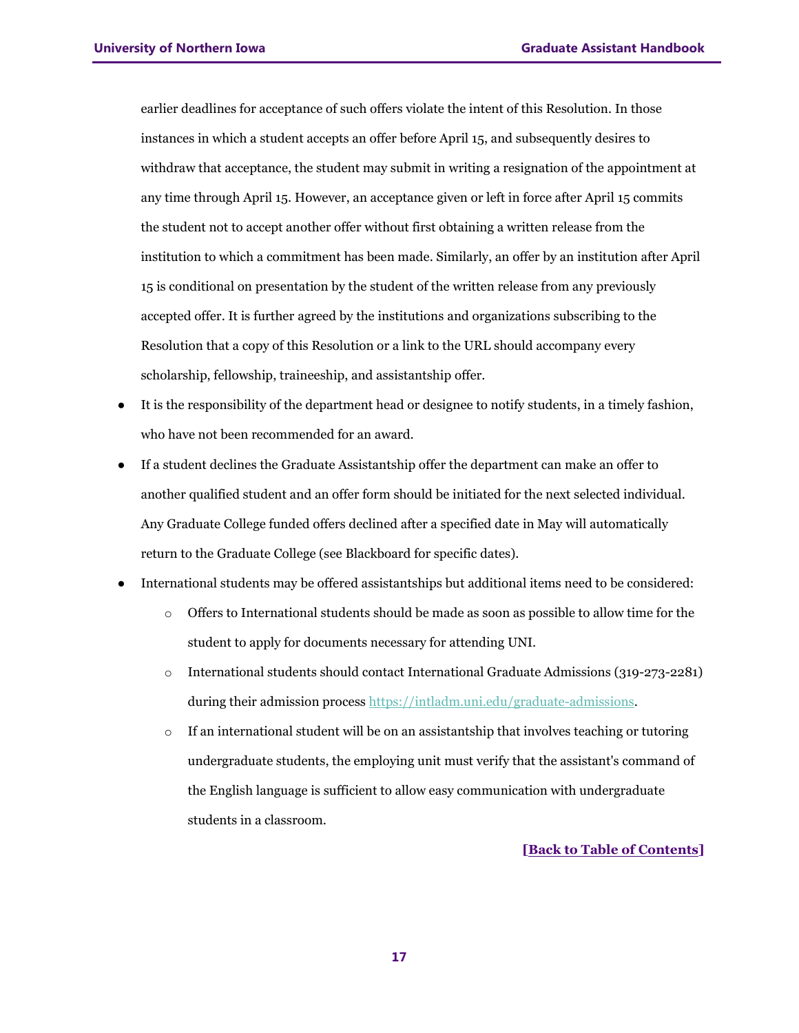earlier deadlines for acceptance of such offers violate the intent of this Resolution. In those instances in which a student accepts an offer before April 15, and subsequently desires to withdraw that acceptance, the student may submit in writing a resignation of the appointment at any time through April 15. However, an acceptance given or left in force after April 15 commits the student not to accept another offer without first obtaining a written release from the institution to which a commitment has been made. Similarly, an offer by an institution after April 15 is conditional on presentation by the student of the written release from any previously accepted offer. It is further agreed by the institutions and organizations subscribing to the Resolution that a copy of this Resolution or a link to the URL should accompany every scholarship, fellowship, traineeship, and assistantship offer.

- It is the responsibility of the department head or designee to notify students, in a timely fashion, who have not been recommended for an award.
- If a student declines the Graduate Assistantship offer the department can make an offer to another qualified student and an offer form should be initiated for the next selected individual. Any Graduate College funded offers declined after a specified date in May will automatically return to the Graduate College (see Blackboard for specific dates).
- International students may be offered assistantships but additional items need to be considered:
    - Offers to International students should be made as soon as possible to allow time for the student to apply for documents necessary for attending UNI.
    - International students should contact International Graduate Admissions (319-273-2281) during their admission process [https://intladm.uni.edu/graduate-admissions](https://intladm.uni.edu/graduate-admissions).
    - If an international student will be on an assistantship that involves teaching or tutoring undergraduate students, the employing unit must verify that the assistant's command of the English language is sufficient to allow easy communication with undergraduate students in a classroom.

**[Back to Table of Contents]**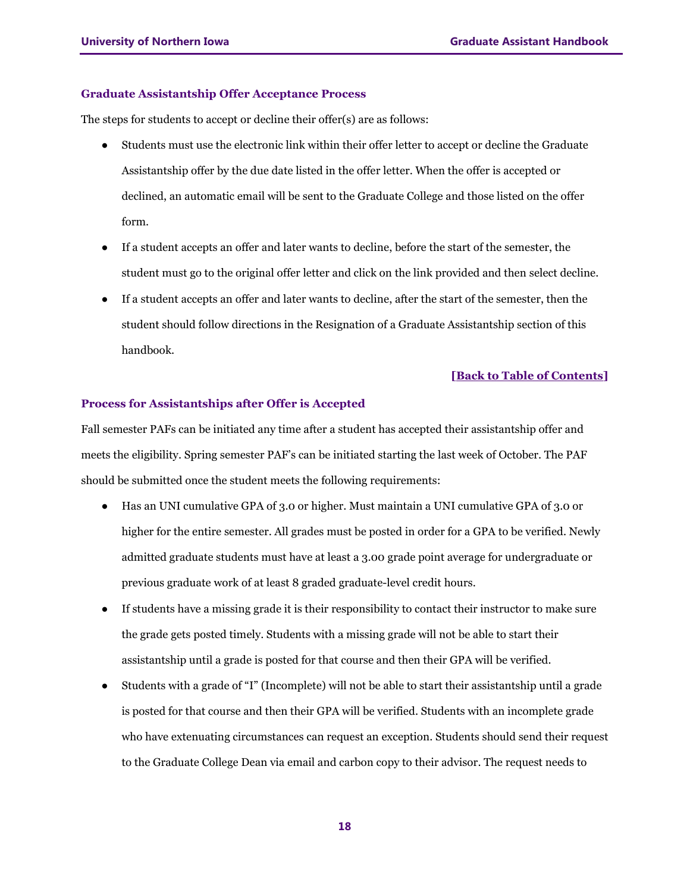### Graduate Assistantship Offer Acceptance Process

The steps for students to accept or decline their offer(s) are as follows:

- Students must use the electronic link within their offer letter to accept or decline the Graduate Assistantship offer by the due date listed in the offer letter. When the offer is accepted or declined, an automatic email will be sent to the Graduate College and those listed on the offer form.
- If a student accepts an offer and later wants to decline, before the start of the semester, the student must go to the original offer letter and click on the link provided and then select decline.
- If a student accepts an offer and later wants to decline, after the start of the semester, then the student should follow directions in the Resignation of a Graduate Assistantship section of this handbook.

**[Back to Table of Contents]**

### Process for Assistantships after Offer is Accepted

Fall semester PAFs can be initiated any time after a student has accepted their assistantship offer and meets the eligibility. Spring semester PAF's can be initiated starting the last week of October. The PAF should be submitted once the student meets the following requirements:

- Has an UNI cumulative GPA of 3.0 or higher. Must maintain a UNI cumulative GPA of 3.0 or higher for the entire semester. All grades must be posted in order for a GPA to be verified. Newly admitted graduate students must have at least a 3.00 grade point average for undergraduate or previous graduate work of at least 8 graded graduate-level credit hours.
- If students have a missing grade it is their responsibility to contact their instructor to make sure the grade gets posted timely. Students with a missing grade will not be able to start their assistantship until a grade is posted for that course and then their GPA will be verified.
- Students with a grade of "I" (Incomplete) will not be able to start their assistantship until a grade is posted for that course and then their GPA will be verified. Students with an incomplete grade who have extenuating circumstances can request an exception. Students should send their request to the Graduate College Dean via email and carbon copy to their advisor. The request needs to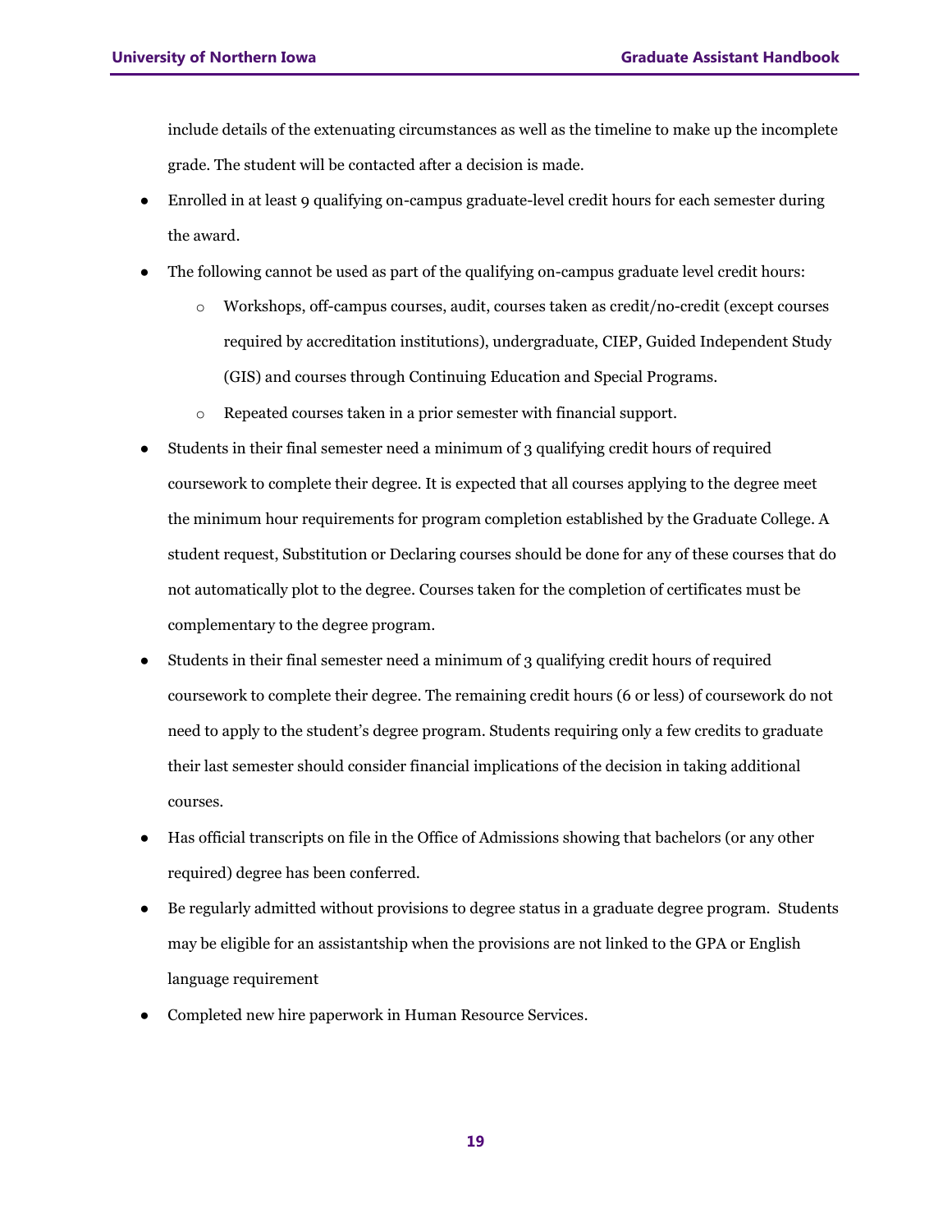include details of the extenuating circumstances as well as the timeline to make up the incomplete grade. The student will be contacted after a decision is made.

- Enrolled in at least 9 qualifying on-campus graduate-level credit hours for each semester during the award.
- The following cannot be used as part of the qualifying on-campus graduate level credit hours:
  - Workshops, off-campus courses, audit, courses taken as credit/no-credit (except courses required by accreditation institutions), undergraduate, CIEP, Guided Independent Study (GIS) and courses through Continuing Education and Special Programs.
  - Repeated courses taken in a prior semester with financial support.
- Students in their final semester need a minimum of 3 qualifying credit hours of required coursework to complete their degree. It is expected that all courses applying to the degree meet the minimum hour requirements for program completion established by the Graduate College. A student request, Substitution or Declaring courses should be done for any of these courses that do not automatically plot to the degree. Courses taken for the completion of certificates must be complementary to the degree program.
- Students in their final semester need a minimum of 3 qualifying credit hours of required coursework to complete their degree. The remaining credit hours (6 or less) of coursework do not need to apply to the student's degree program. Students requiring only a few credits to graduate their last semester should consider financial implications of the decision in taking additional courses.
- Has official transcripts on file in the Office of Admissions showing that bachelors (or any other required) degree has been conferred.
- Be regularly admitted without provisions to degree status in a graduate degree program. Students may be eligible for an assistantship when the provisions are not linked to the GPA or English language requirement
- Completed new hire paperwork in Human Resource Services.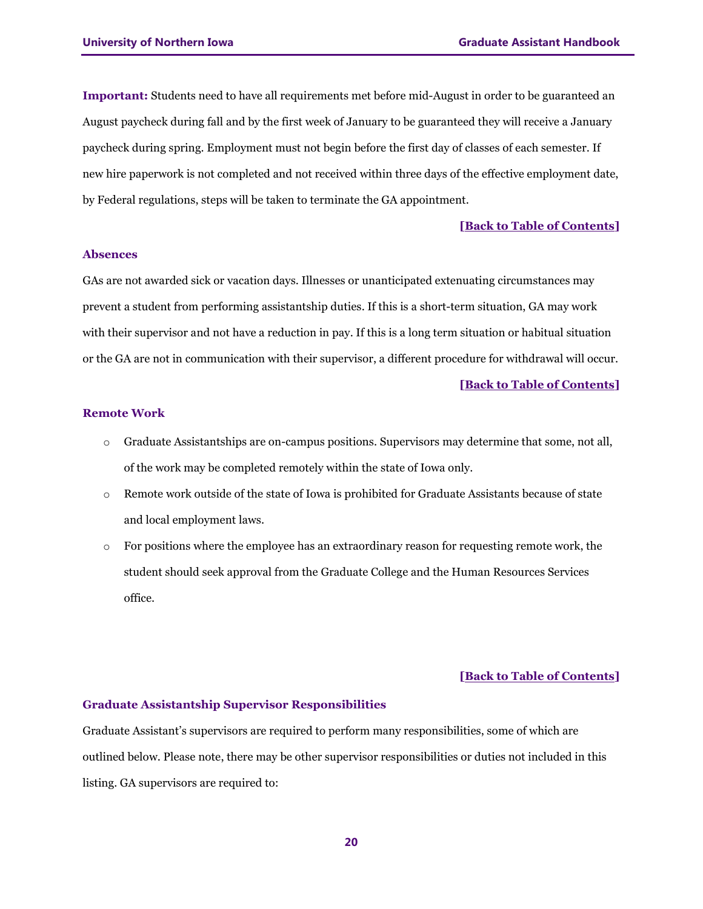**Important:** Students need to have all requirements met before mid-August in order to be guaranteed an August paycheck during fall and by the first week of January to be guaranteed they will receive a January paycheck during spring. Employment must not begin before the first day of classes of each semester. If new hire paperwork is not completed and not received within three days of the effective employment date, by Federal regulations, steps will be taken to terminate the GA appointment.

**[Back to Table of Contents]**

### Absences

GAs are not awarded sick or vacation days. Illnesses or unanticipated extenuating circumstances may prevent a student from performing assistantship duties. If this is a short-term situation, GA may work with their supervisor and not have a reduction in pay. If this is a long term situation or habitual situation or the GA are not in communication with their supervisor, a different procedure for withdrawal will occur.

**[Back to Table of Contents]**

### Remote Work

- Graduate Assistantships are on-campus positions. Supervisors may determine that some, not all, of the work may be completed remotely within the state of Iowa only.
- Remote work outside of the state of Iowa is prohibited for Graduate Assistants because of state and local employment laws.
- For positions where the employee has an extraordinary reason for requesting remote work, the student should seek approval from the Graduate College and the Human Resources Services office.

**[Back to Table of Contents]**

### Graduate Assistantship Supervisor Responsibilities

Graduate Assistant's supervisors are required to perform many responsibilities, some of which are outlined below. Please note, there may be other supervisor responsibilities or duties not included in this listing. GA supervisors are required to: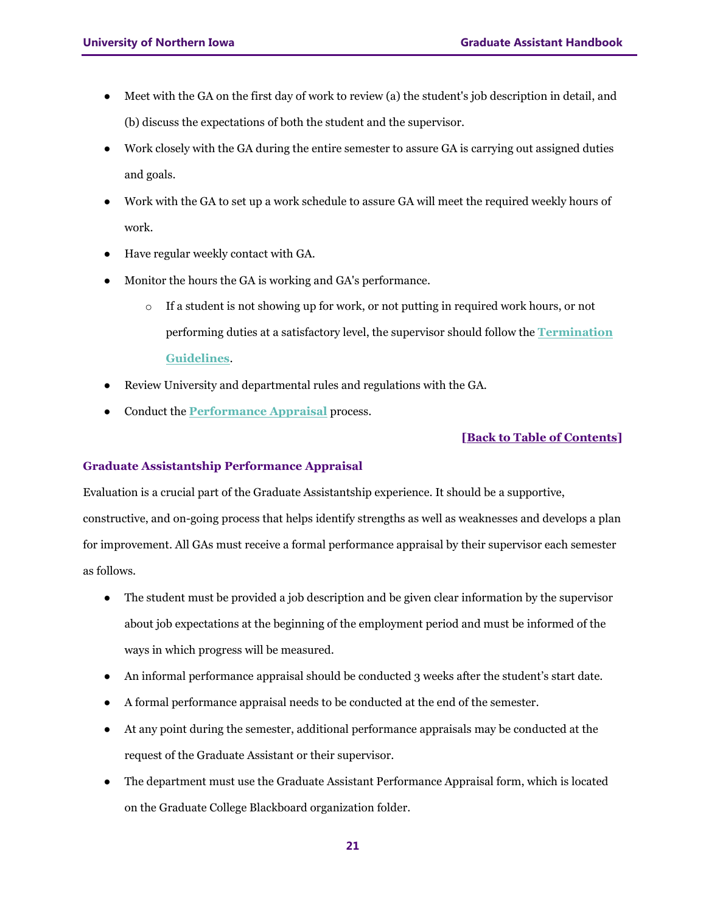- Meet with the GA on the first day of work to review (a) the student's job description in detail, and (b) discuss the expectations of both the student and the supervisor.
- Work closely with the GA during the entire semester to assure GA is carrying out assigned duties and goals.
- Work with the GA to set up a work schedule to assure GA will meet the required weekly hours of work.
- Have regular weekly contact with GA.
- Monitor the hours the GA is working and GA's performance.
    - If a student is not showing up for work, or not putting in required work hours, or not performing duties at a satisfactory level, the supervisor should follow the **Termination Guidelines**.
- Review University and departmental rules and regulations with the GA.
- Conduct the **Performance Appraisal** process.

**[Back to Table of Contents]**

### Graduate Assistantship Performance Appraisal

Evaluation is a crucial part of the Graduate Assistantship experience. It should be a supportive, constructive, and on-going process that helps identify strengths as well as weaknesses and develops a plan for improvement. All GAs must receive a formal performance appraisal by their supervisor each semester as follows.

- The student must be provided a job description and be given clear information by the supervisor about job expectations at the beginning of the employment period and must be informed of the ways in which progress will be measured.
- An informal performance appraisal should be conducted 3 weeks after the student's start date.
- A formal performance appraisal needs to be conducted at the end of the semester.
- At any point during the semester, additional performance appraisals may be conducted at the request of the Graduate Assistant or their supervisor.
- The department must use the Graduate Assistant Performance Appraisal form, which is located on the Graduate College Blackboard organization folder.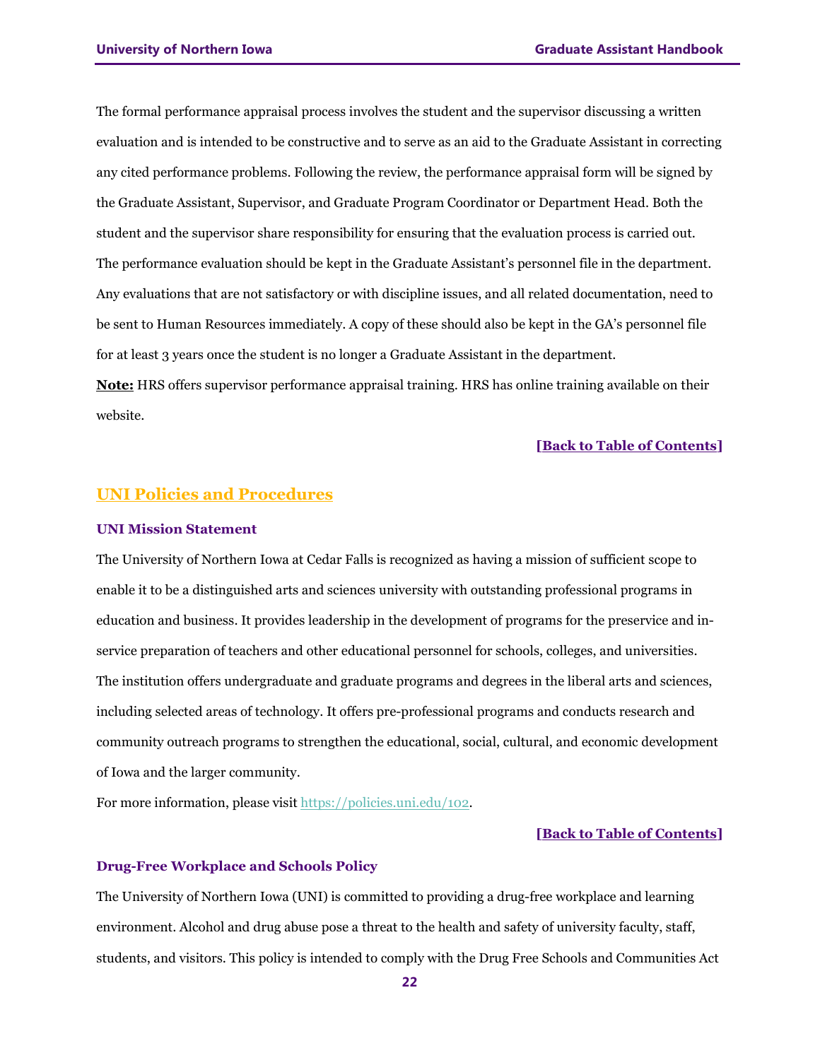The formal performance appraisal process involves the student and the supervisor discussing a written evaluation and is intended to be constructive and to serve as an aid to the Graduate Assistant in correcting any cited performance problems. Following the review, the performance appraisal form will be signed by the Graduate Assistant, Supervisor, and Graduate Program Coordinator or Department Head. Both the student and the supervisor share responsibility for ensuring that the evaluation process is carried out. The performance evaluation should be kept in the Graduate Assistant's personnel file in the department. Any evaluations that are not satisfactory or with discipline issues, and all related documentation, need to be sent to Human Resources immediately. A copy of these should also be kept in the GA's personnel file for at least 3 years once the student is no longer a Graduate Assistant in the department.

**Note:** HRS offers supervisor performance appraisal training. HRS has online training available on their website.

**[Back to Table of Contents]**

## UNI Policies and Procedures

### UNI Mission Statement

The University of Northern Iowa at Cedar Falls is recognized as having a mission of sufficient scope to enable it to be a distinguished arts and sciences university with outstanding professional programs in education and business. It provides leadership in the development of programs for the preservice and in-service preparation of teachers and other educational personnel for schools, colleges, and universities. The institution offers undergraduate and graduate programs and degrees in the liberal arts and sciences, including selected areas of technology. It offers pre-professional programs and conducts research and community outreach programs to strengthen the educational, social, cultural, and economic development of Iowa and the larger community.

For more information, please visit https://policies.uni.edu/102.

**[Back to Table of Contents]**

### Drug-Free Workplace and Schools Policy

The University of Northern Iowa (UNI) is committed to providing a drug-free workplace and learning environment. Alcohol and drug abuse pose a threat to the health and safety of university faculty, staff, students, and visitors. This policy is intended to comply with the Drug Free Schools and Communities Act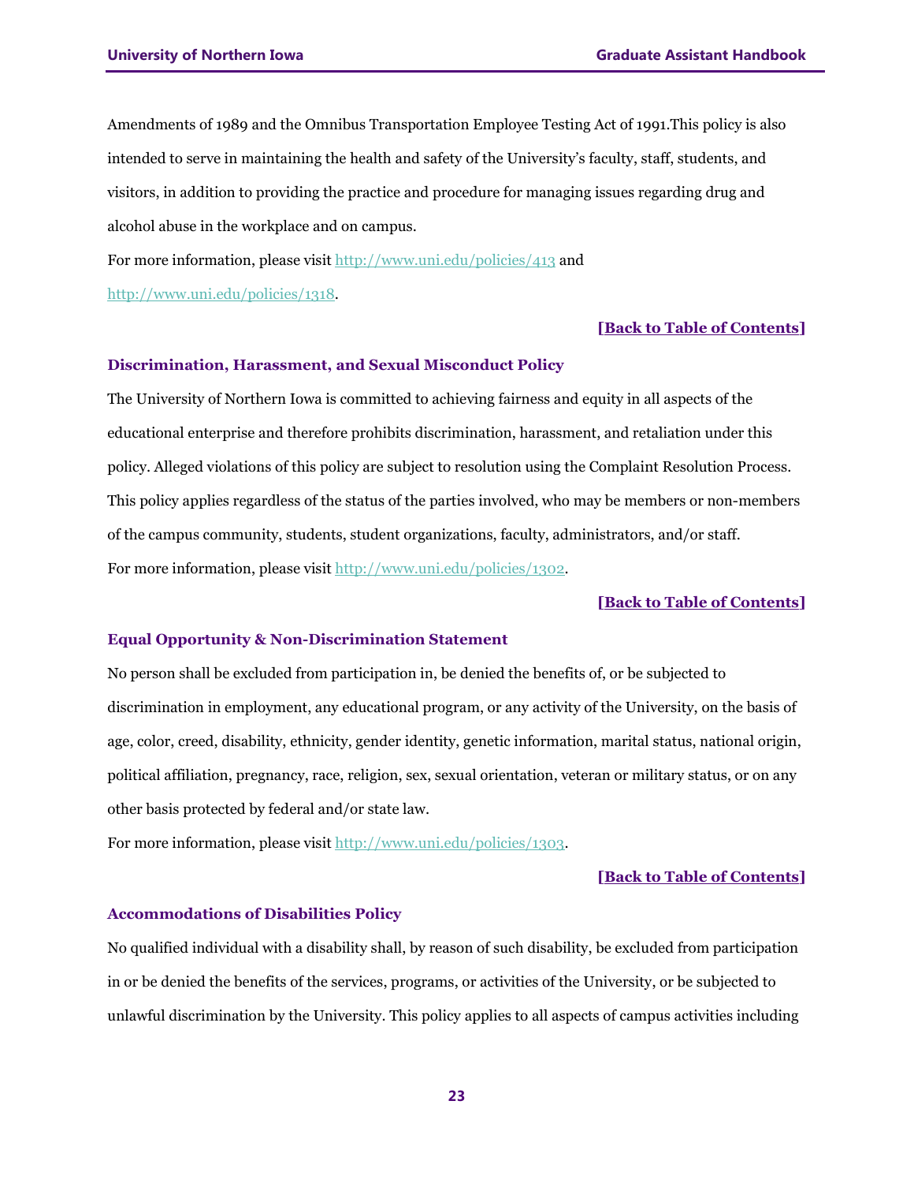Amendments of 1989 and the Omnibus Transportation Employee Testing Act of 1991.This policy is also intended to serve in maintaining the health and safety of the University's faculty, staff, students, and visitors, in addition to providing the practice and procedure for managing issues regarding drug and alcohol abuse in the workplace and on campus.

For more information, please visit http://www.uni.edu/policies/413 and http://www.uni.edu/policies/1318.

**[Back to Table of Contents]**

### Discrimination, Harassment, and Sexual Misconduct Policy

The University of Northern Iowa is committed to achieving fairness and equity in all aspects of the educational enterprise and therefore prohibits discrimination, harassment, and retaliation under this policy. Alleged violations of this policy are subject to resolution using the Complaint Resolution Process. This policy applies regardless of the status of the parties involved, who may be members or non-members of the campus community, students, student organizations, faculty, administrators, and/or staff.

For more information, please visit http://www.uni.edu/policies/1302.

**[Back to Table of Contents]**

### Equal Opportunity & Non-Discrimination Statement

No person shall be excluded from participation in, be denied the benefits of, or be subjected to discrimination in employment, any educational program, or any activity of the University, on the basis of age, color, creed, disability, ethnicity, gender identity, genetic information, marital status, national origin, political affiliation, pregnancy, race, religion, sex, sexual orientation, veteran or military status, or on any other basis protected by federal and/or state law.

For more information, please visit http://www.uni.edu/policies/1303.

**[Back to Table of Contents]**

### Accommodations of Disabilities Policy

No qualified individual with a disability shall, by reason of such disability, be excluded from participation in or be denied the benefits of the services, programs, or activities of the University, or be subjected to unlawful discrimination by the University. This policy applies to all aspects of campus activities including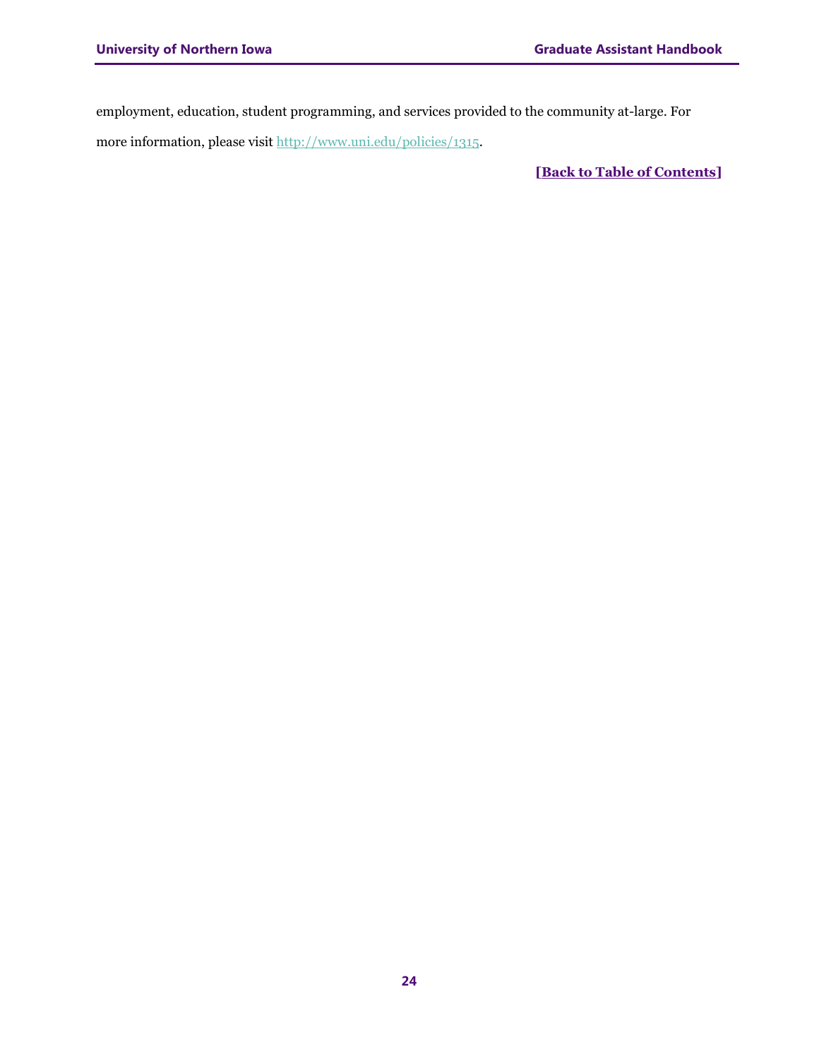employment, education, student programming, and services provided to the community at-large. For more information, please visit [http://www.uni.edu/policies/1315](http://www.uni.edu/policies/1315).

**[Back to Table of Contents]**